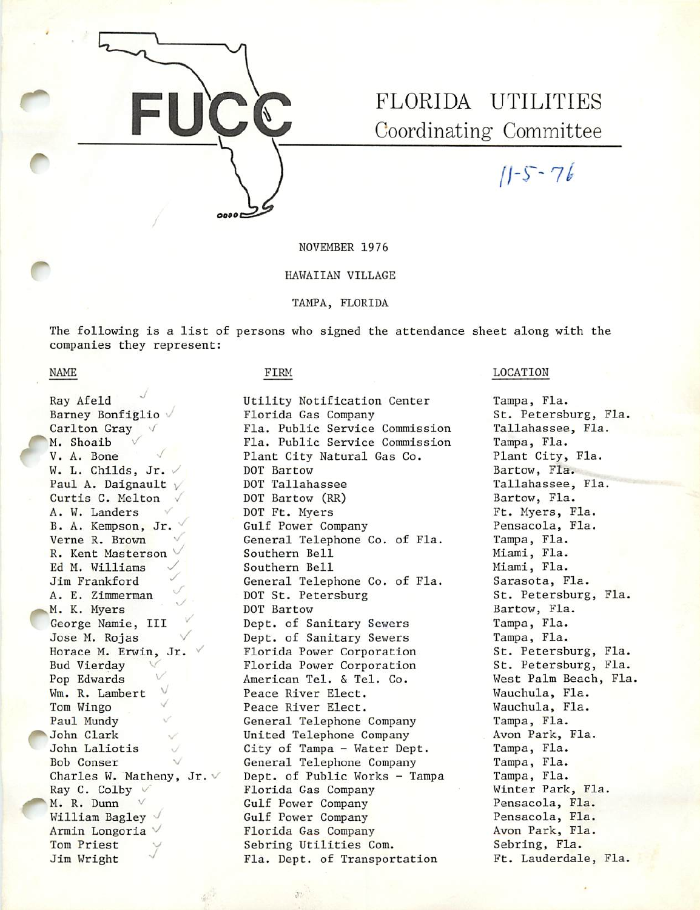# FUCC

# FLORIDA UTILITIES Coordinating Committee

11-5-76

NOVEMBER 1976

HAWAIIAN VILLAGE

TAMPA, FLORIDA

The following is a list of persons who signed the attendance sheet along with the companies they represent:

| NAME | FIRM | LOCATION |
|---|---|---|
| Ray Afeld | Utility Notification Center | Tampa, Fla. |
| Barney Bonfiglio | Florida Gas Company | St. Petersburg, Fla. |
| Carlton Gray | Fla. Public Service Commission | Tallahassee, Fla. |
| M. Shoaib | Fla. Public Service Commission | Tampa, Fla. |
| V. A. Bone | Plant City Natural Gas Co. | Plant City, Fla. |
| W. L. Childs, Jr. | DOT Bartow | Bartow, Fla. |
| Paul A. Daignault | DOT Tallahassee | Tallahassee, Fla. |
| Curtis C. Melton | DOT Bartow (RR) | Bartow, Fla. |
| A. W. Landers | DOT Ft. Myers | Ft. Myers, Fla. |
| B. A. Kempson, Jr. | Gulf Power Company | Pensacola, Fla. |
| Verne R. Brown | General Telephone Co. of Fla. | Tampa, Fla. |
| R. Kent Masterson | Southern Bell | Miami, Fla. |
| Ed M. Williams | Southern Bell | Miami, Fla. |
| Jim Frankford | General Telephone Co. of Fla. | Sarasota, Fla. |
| A. E. Zimmerman | DOT St. Petersburg | St. Petersburg, Fla. |
| M. K. Myers | DOT Bartow | Bartow, Fla. |
| George Namie, III | Dept. of Sanitary Sewers | Tampa, Fla. |
| Jose M. Rojas | Dept. of Sanitary Sewers | Tampa, Fla. |
| Horace M. Erwin, Jr. | Florida Power Corporation | St. Petersburg, Fla. |
| Bud Vierday | Florida Power Corporation | St. Petersburg, Fla. |
| Pop Edwards | American Tel. & Tel. Co. | West Palm Beach, Fla. |
| Wm. R. Lambert | Peace River Elect. | Wauchula, Fla. |
| Tom Wingo | Peace River Elect. | Wauchula, Fla. |
| Paul Mundy | General Telephone Company | Tampa, Fla. |
| John Clark | United Telephone Company | Avon Park, Fla. |
| John Laliotis | City of Tampa - Water Dept. | Tampa, Fla. |
| Bob Conser | General Telephone Company | Tampa, Fla. |
| Charles W. Matheny, Jr. | Dept. of Public Works - Tampa | Tampa, Fla. |
| Ray C. Colby | Florida Gas Company | Winter Park, Fla. |
| M. R. Dunn | Gulf Power Company | Pensacola, Fla. |
| William Bagley | Gulf Power Company | Pensacola, Fla. |
| Armin Longoria | Florida Gas Company | Avon Park, Fla. |
| Tom Priest | Sebring Utilities Com. | Sebring, Fla. |
| Jim Wright | Fla. Dept. of Transportation | Ft. Lauderdale, Fla. |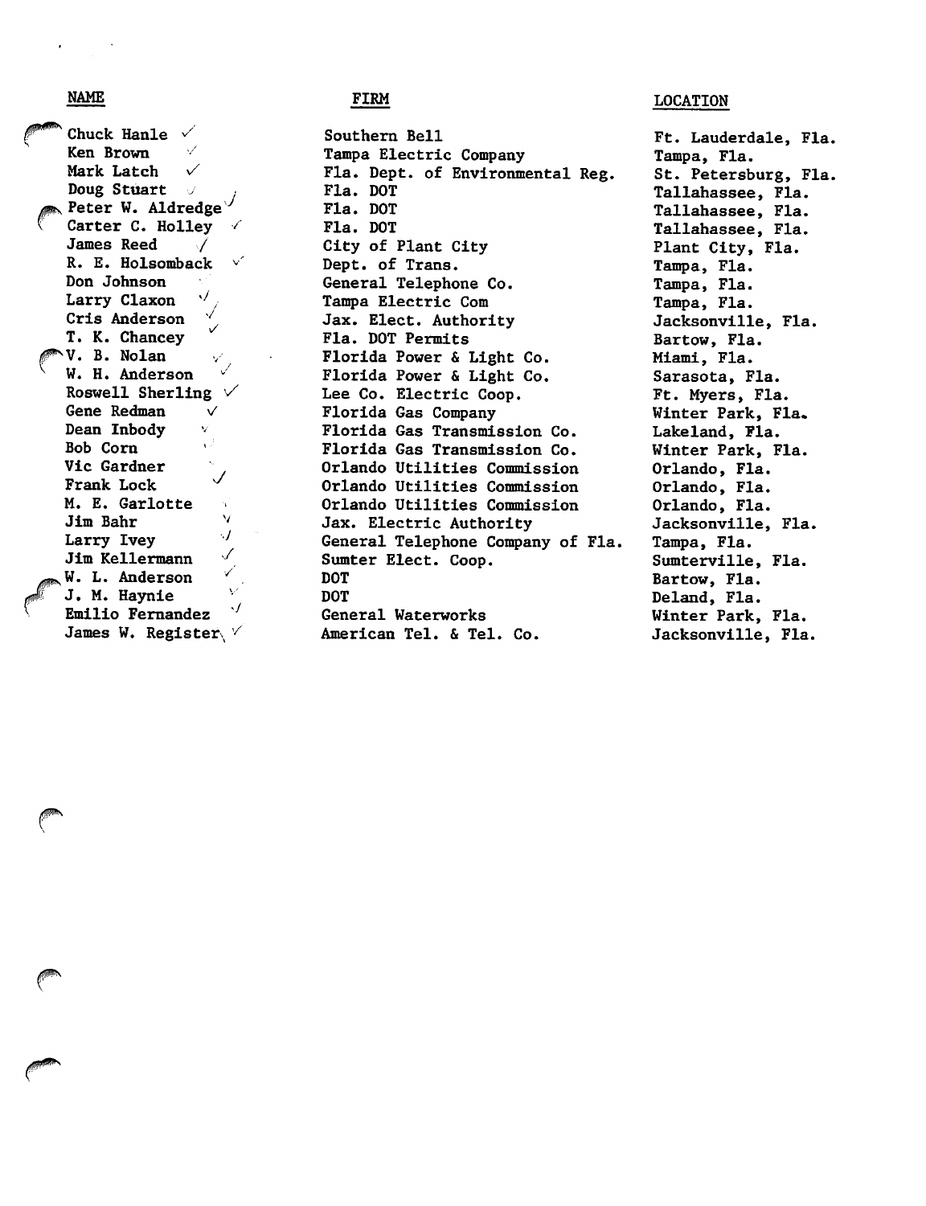| NAME | FIRM | LOCATION |
|---|---|---|
| Chuck Hanle ✓ | Southern Bell | Ft. Lauderdale, Fla. |
| Ken Brown ✓ | Tampa Electric Company | Tampa, Fla. |
| Mark Latch ✓ | Fla. Dept. of Environmental Reg. | St. Petersburg, Fla. |
| Doug Stuart ✓ | Fla. DOT | Tallahassee, Fla. |
| Peter W. Aldredge ✓ | Fla. DOT | Tallahassee, Fla. |
| Carter C. Holley ✓ | Fla. DOT | Tallahassee, Fla. |
| James Reed ✓ | City of Plant City | Plant City, Fla. |
| R. E. Holsomback ✓ | Dept. of Trans. | Tampa, Fla. |
| Don Johnson | General Telephone Co. | Tampa, Fla. |
| Larry Claxon ✓ | Tampa Electric Com | Tampa, Fla. |
| Cris Anderson ✓ | Jax. Elect. Authority | Jacksonville, Fla. |
| T. K. Chancey ✓ | Fla. DOT Permits | Bartow, Fla. |
| V. B. Nolan ✓ | Florida Power & Light Co. | Miami, Fla. |
| W. H. Anderson ✓ | Florida Power & Light Co. | Sarasota, Fla. |
| Roswell Sherling ✓ | Lee Co. Electric Coop. | Ft. Myers, Fla. |
| Gene Redman ✓ | Florida Gas Company | Winter Park, Fla. |
| Dean Inbody ✓ | Florida Gas Transmission Co. | Lakeland, Fla. |
| Bob Corn | Florida Gas Transmission Co. | Winter Park, Fla. |
| Vic Gardner | Orlando Utilities Commission | Orlando, Fla. |
| Frank Lock ✓ | Orlando Utilities Commission | Orlando, Fla. |
| M. E. Garlotte | Orlando Utilities Commission | Orlando, Fla. |
| Jim Bahr ✓ | Jax. Electric Authority | Jacksonville, Fla. |
| Larry Ivey ✓ | General Telephone Company of Fla. | Tampa, Fla. |
| Jim Kellermann ✓ | Sumter Elect. Coop. | Sumterville, Fla. |
| W. L. Anderson ✓ | DOT | Bartow, Fla. |
| J. M. Haynie ✓ | DOT | Deland, Fla. |
| Emilio Fernandez ✓ | General Waterworks | Winter Park, Fla. |
| James W. Register ✓ | American Tel. & Tel. Co. | Jacksonville, Fla. |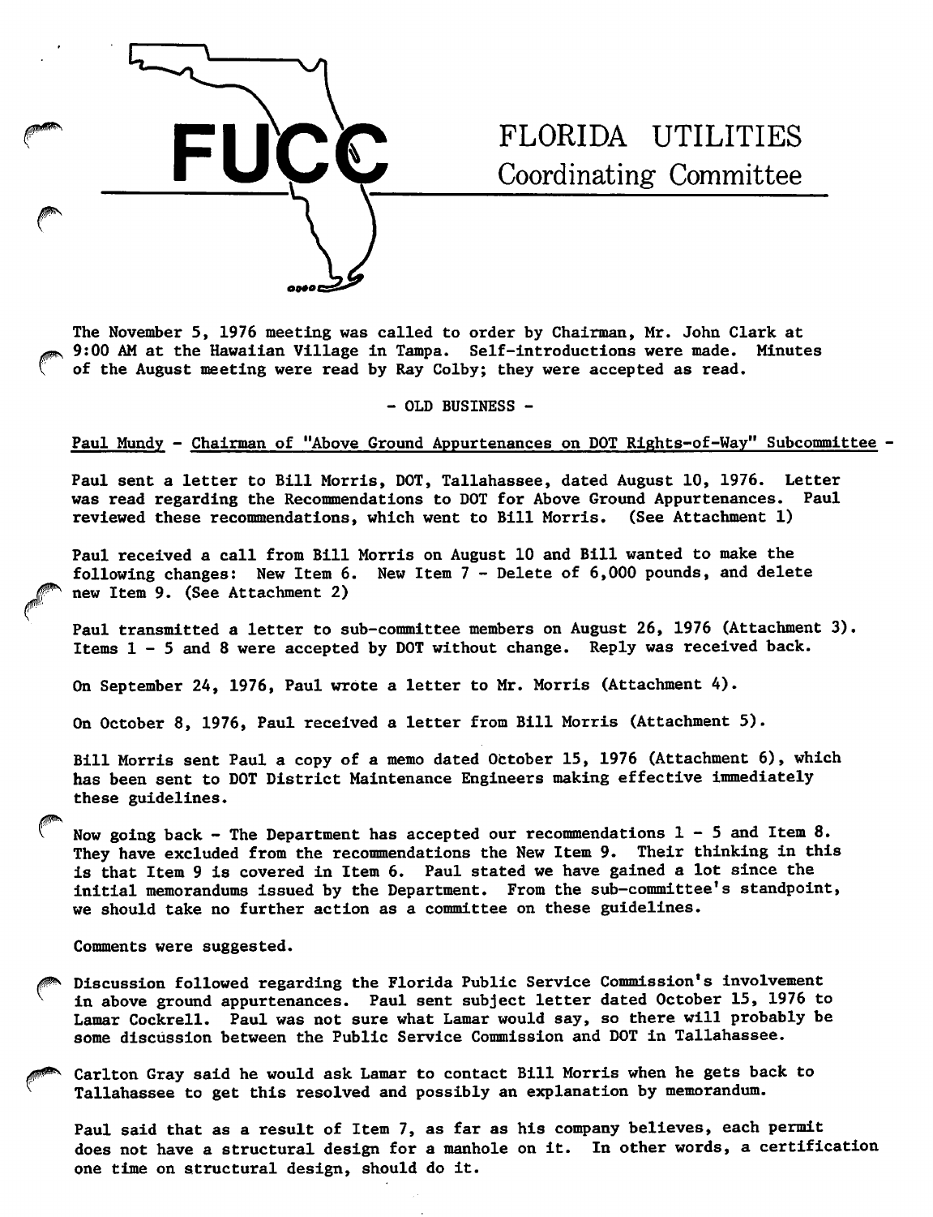# FUCC

## FLORIDA UTILITIES Coordinating Committee

The November 5, 1976 meeting was called to order by Chairman, Mr. John Clark at 9:00 AM at the Hawaiian Village in Tampa. Self-introductions were made. Minutes of the August meeting were read by Ray Colby; they were accepted as read.

- OLD BUSINESS -

Paul Mundy - Chairman of "Above Ground Appurtenances on DOT Rights-of-Way" Subcommittee -

Paul sent a letter to Bill Morris, DOT, Tallahassee, dated August 10, 1976. Letter was read regarding the Recommendations to DOT for Above Ground Appurtenances. Paul reviewed these recommendations, which went to Bill Morris. (See Attachment 1)

Paul received a call from Bill Morris on August 10 and Bill wanted to make the following changes: New Item 6. New Item 7 - Delete of 6,000 pounds, and delete new Item 9. (See Attachment 2)

Paul transmitted a letter to sub-committee members on August 26, 1976 (Attachment 3). Items 1 - 5 and 8 were accepted by DOT without change. Reply was received back.

On September 24, 1976, Paul wrote a letter to Mr. Morris (Attachment 4).

On October 8, 1976, Paul received a letter from Bill Morris (Attachment 5).

Bill Morris sent Paul a copy of a memo dated October 15, 1976 (Attachment 6), which has been sent to DOT District Maintenance Engineers making effective immediately these guidelines.

Now going back - The Department has accepted our recommendations 1 - 5 and Item 8. They have excluded from the recommendations the New Item 9. Their thinking in this is that Item 9 is covered in Item 6. Paul stated we have gained a lot since the initial memorandums issued by the Department. From the sub-committee's standpoint, we should take no further action as a committee on these guidelines.

Comments were suggested.

Discussion followed regarding the Florida Public Service Commission's involvement in above ground appurtenances. Paul sent subject letter dated October 15, 1976 to Lamar Cockrell. Paul was not sure what Lamar would say, so there will probably be some discussion between the Public Service Commission and DOT in Tallahassee.

Carlton Gray said he would ask Lamar to contact Bill Morris when he gets back to Tallahassee to get this resolved and possibly an explanation by memorandum.

Paul said that as a result of Item 7, as far as his company believes, each permit does not have a structural design for a manhole on it. In other words, a certification one time on structural design, should do it.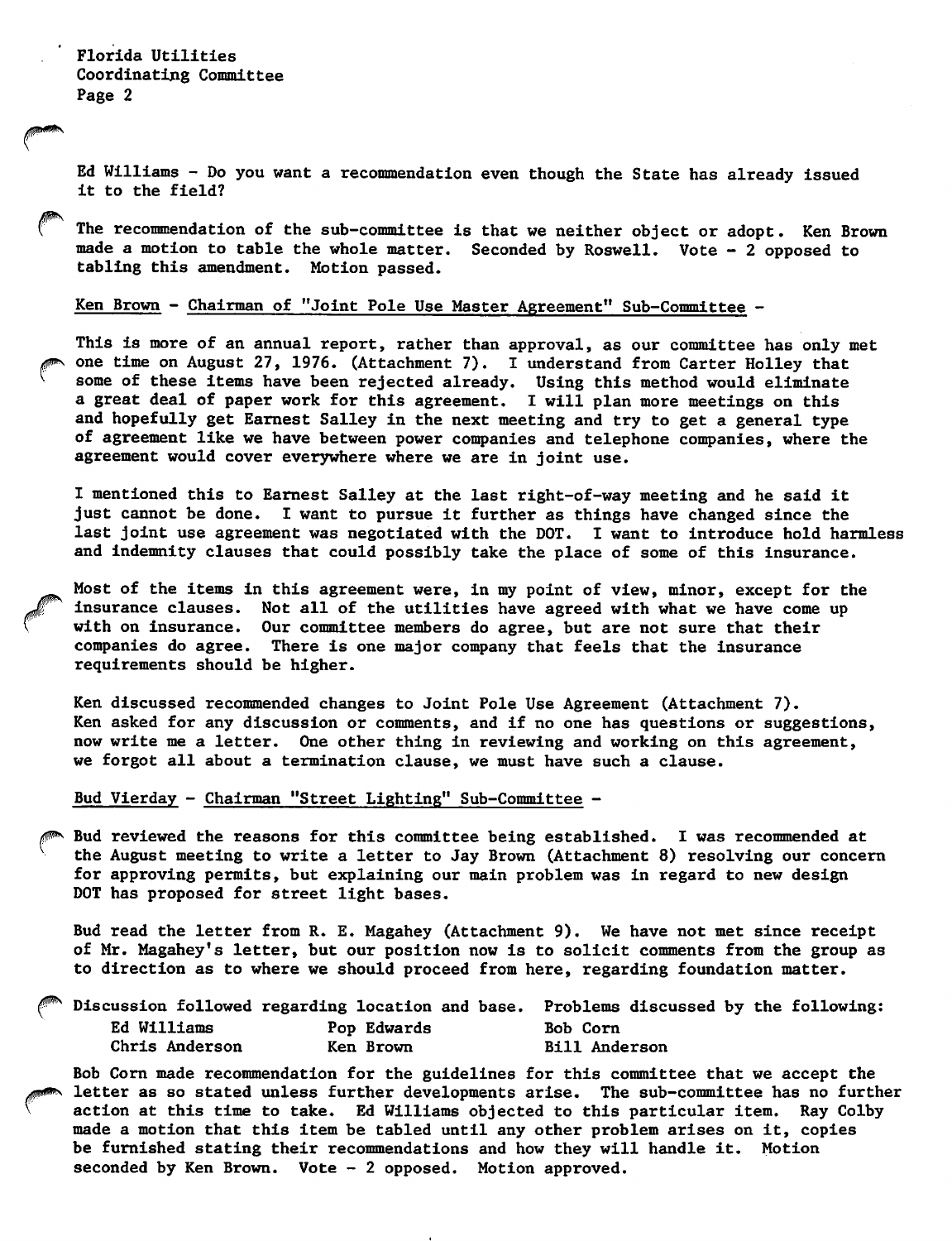Ed Williams - Do you want a recommendation even though the State has already issued it to the field?

The recommendation of the sub-committee is that we neither object or adopt. Ken Brown made a motion to table the whole matter. Seconded by Roswell. Vote - 2 opposed to tabling this amendment. Motion passed.

Ken Brown - Chairman of "Joint Pole Use Master Agreement" Sub-Committee -

This is more of an annual report, rather than approval, as our committee has only met one time on August 27, 1976. (Attachment 7). I understand from Carter Holley that some of these items have been rejected already. Using this method would eliminate a great deal of paper work for this agreement. I will plan more meetings on this and hopefully get Earnest Salley in the next meeting and try to get a general type of agreement like we have between power companies and telephone companies, where the agreement would cover everywhere where we are in joint use.

I mentioned this to Earnest Salley at the last right-of-way meeting and he said it just cannot be done. I want to pursue it further as things have changed since the last joint use agreement was negotiated with the DOT. I want to introduce hold harmless and indemnity clauses that could possibly take the place of some of this insurance.

Most of the items in this agreement were, in my point of view, minor, except for the insurance clauses. Not all of the utilities have agreed with what we have come up with on insurance. Our committee members do agree, but are not sure that their companies do agree. There is one major company that feels that the insurance requirements should be higher.

Ken discussed recommended changes to Joint Pole Use Agreement (Attachment 7). Ken asked for any discussion or comments, and if no one has questions or suggestions, now write me a letter. One other thing in reviewing and working on this agreement, we forgot all about a termination clause, we must have such a clause.

Bud Vierday - Chairman "Street Lighting" Sub-Committee -

Bud reviewed the reasons for this committee being established. I was recommended at the August meeting to write a letter to Jay Brown (Attachment 8) resolving our concern for approving permits, but explaining our main problem was in regard to new design DOT has proposed for street light bases.

Bud read the letter from R. E. Magahey (Attachment 9). We have not met since receipt of Mr. Magahey's letter, but our position now is to solicit comments from the group as to direction as to where we should proceed from here, regarding foundation matter.

Discussion followed regarding location and base. Problems discussed by the following:

| | | |
|---|---|---|
| Ed Williams | Pop Edwards | Bob Corn |
| Chris Anderson | Ken Brown | Bill Anderson |

Bob Corn made recommendation for the guidelines for this committee that we accept the letter as so stated unless further developments arise. The sub-committee has no further action at this time to take. Ed Williams objected to this particular item. Ray Colby made a motion that this item be tabled until any other problem arises on it, copies be furnished stating their recommendations and how they will handle it. Motion seconded by Ken Brown. Vote - 2 opposed. Motion approved.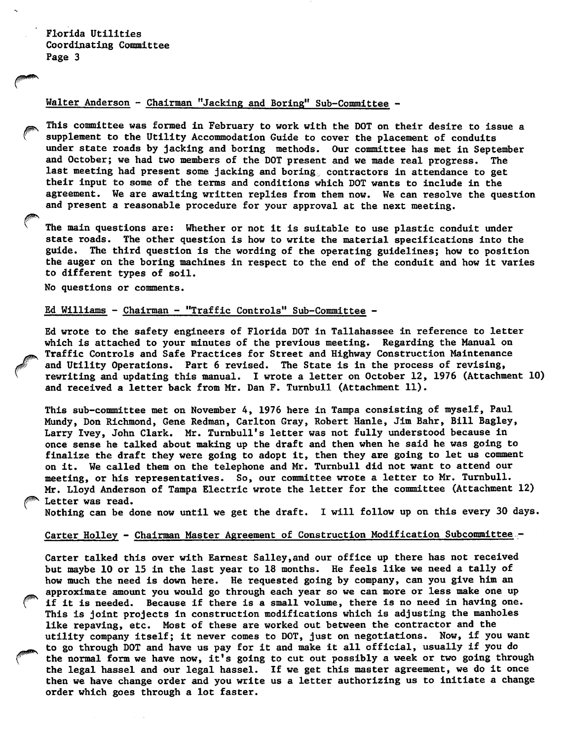Walter Anderson - Chairman "Jacking and Boring" Sub-Committee -

This committee was formed in February to work with the DOT on their desire to issue a supplement to the Utility Accommodation Guide to cover the placement of conduits under state roads by jacking and boring methods. Our committee has met in September and October; we had two members of the DOT present and we made real progress. The last meeting had present some jacking and boring contractors in attendance to get their input to some of the terms and conditions which DOT wants to include in the agreement. We are awaiting written replies from them now. We can resolve the question and present a reasonable procedure for your approval at the next meeting.

The main questions are: Whether or not it is suitable to use plastic conduit under state roads. The other question is how to write the material specifications into the guide. The third question is the wording of the operating guidelines; how to position the auger on the boring machines in respect to the end of the conduit and how it varies to different types of soil.

No questions or comments.

Ed Williams - Chairman - "Traffic Controls" Sub-Committee -

Ed wrote to the safety engineers of Florida DOT in Tallahassee in reference to letter which is attached to your minutes of the previous meeting. Regarding the Manual on Traffic Controls and Safe Practices for Street and Highway Construction Maintenance and Utility Operations. Part 6 revised. The State is in the process of revising, rewriting and updating this manual. I wrote a letter on October 12, 1976 (Attachment 10) and received a letter back from Mr. Dan F. Turnbull (Attachment 11).

This sub-committee met on November 4, 1976 here in Tampa consisting of myself, Paul Mundy, Don Richmond, Gene Redman, Carlton Gray, Robert Hanle, Jim Bahr, Bill Bagley, Larry Ivey, John Clark. Mr. Turnbull's letter was not fully understood because in once sense he talked about making up the draft and then when he said he was going to finalize the draft they were going to adopt it, then they are going to let us comment on it. We called them on the telephone and Mr. Turnbull did not want to attend our meeting, or his representatives. So, our committee wrote a letter to Mr. Turnbull. Mr. Lloyd Anderson of Tampa Electric wrote the letter for the committee (Attachment 12) Letter was read.

Nothing can be done now until we get the draft. I will follow up on this every 30 days.

Carter Holley - Chairman Master Agreement of Construction Modification Subcommittee -

Carter talked this over with Earnest Salley,and our office up there has not received but maybe 10 or 15 in the last year to 18 months. He feels like we need a tally of how much the need is down here. He requested going by company, can you give him an approximate amount you would go through each year so we can more or less make one up if it is needed. Because if there is a small volume, there is no need in having one. This is joint projects in construction modifications which is adjusting the manholes like repaving, etc. Most of these are worked out between the contractor and the utility company itself; it never comes to DOT, just on negotiations. Now, if you want to go through DOT and have us pay for it and make it all official, usually if you do the normal form we have now, it's going to cut out possibly a week or two going through the legal hassel and our legal hassel. If we get this master agreement, we do it once then we have change order and you write us a letter authorizing us to initiate a change order which goes through a lot faster.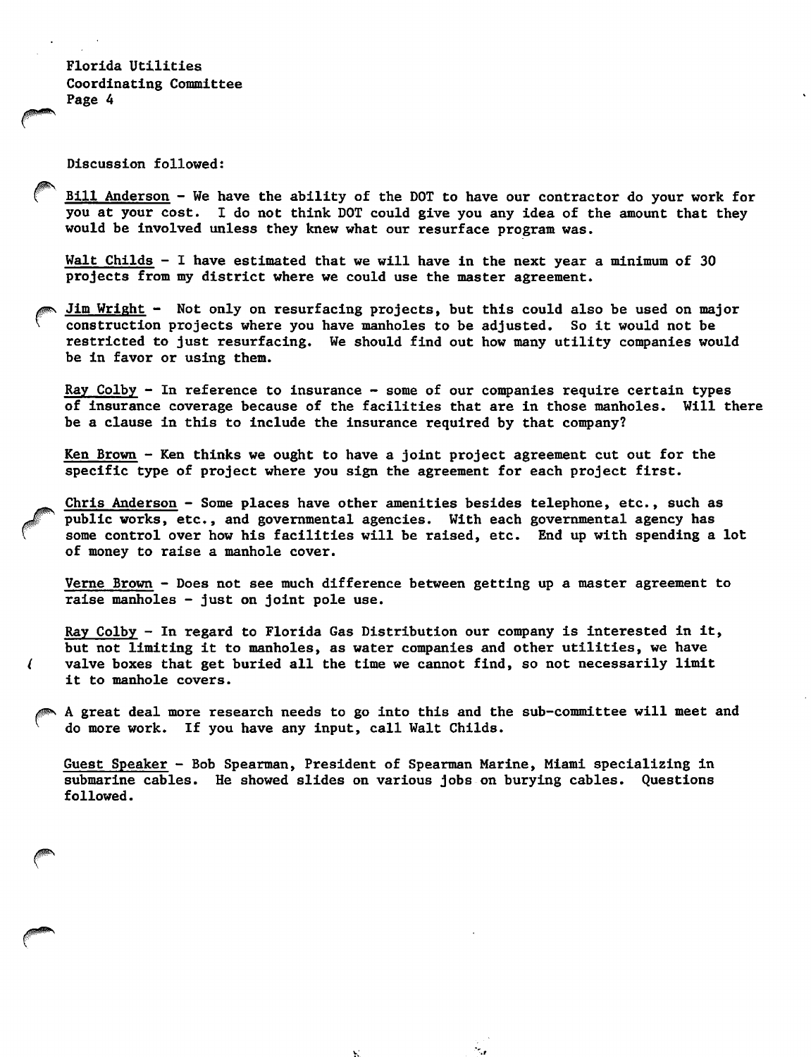Discussion followed:

<u>Bill Anderson</u> - We have the ability of the DOT to have our contractor do your work for you at your cost. I do not think DOT could give you any idea of the amount that they would be involved unless they knew what our resurface program was.

<u>Walt Childs</u> - I have estimated that we will have in the next year a minimum of 30 projects from my district where we could use the master agreement.

<u>Jim Wright</u> - Not only on resurfacing projects, but this could also be used on major construction projects where you have manholes to be adjusted. So it would not be restricted to just resurfacing. We should find out how many utility companies would be in favor or using them.

<u>Ray Colby</u> - In reference to insurance - some of our companies require certain types of insurance coverage because of the facilities that are in those manholes. Will there be a clause in this to include the insurance required by that company?

<u>Ken Brown</u> - Ken thinks we ought to have a joint project agreement cut out for the specific type of project where you sign the agreement for each project first.

<u>Chris Anderson</u> - Some places have other amenities besides telephone, etc., such as public works, etc., and governmental agencies. With each governmental agency has some control over how his facilities will be raised, etc. End up with spending a lot of money to raise a manhole cover.

<u>Verne Brown</u> - Does not see much difference between getting up a master agreement to raise manholes - just on joint pole use.

<u>Ray Colby</u> - In regard to Florida Gas Distribution our company is interested in it, but not limiting it to manholes, as water companies and other utilities, we have valve boxes that get buried all the time we cannot find, so not necessarily limit it to manhole covers.

A great deal more research needs to go into this and the sub-committee will meet and do more work. If you have any input, call Walt Childs.

<u>Guest Speaker</u> - Bob Spearman, President of Spearman Marine, Miami specializing in submarine cables. He showed slides on various jobs on burying cables. Questions followed.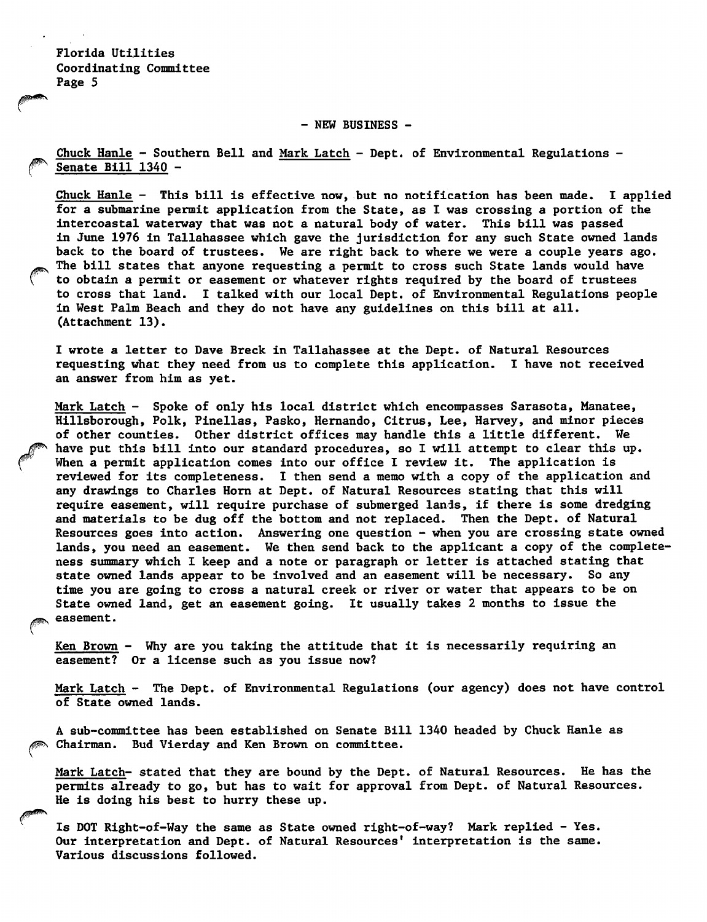- NEW BUSINESS -

Chuck Hanle - Southern Bell and Mark Latch - Dept. of Environmental Regulations - Senate Bill 1340 -

Chuck Hanle - This bill is effective now, but no notification has been made. I applied for a submarine permit application from the State, as I was crossing a portion of the intercoastal waterway that was not a natural body of water. This bill was passed in June 1976 in Tallahassee which gave the jurisdiction for any such State owned lands back to the board of trustees. We are right back to where we were a couple years ago. The bill states that anyone requesting a permit to cross such State lands would have to obtain a permit or easement or whatever rights required by the board of trustees to cross that land. I talked with our local Dept. of Environmental Regulations people in West Palm Beach and they do not have any guidelines on this bill at all. (Attachment 13).

I wrote a letter to Dave Breck in Tallahassee at the Dept. of Natural Resources requesting what they need from us to complete this application. I have not received an answer from him as yet.

Mark Latch - Spoke of only his local district which encompasses Sarasota, Manatee, Hillsborough, Polk, Pinellas, Pasko, Hernando, Citrus, Lee, Harvey, and minor pieces of other counties. Other district offices may handle this a little different. We have put this bill into our standard procedures, so I will attempt to clear this up. When a permit application comes into our office I review it. The application is reviewed for its completeness. I then send a memo with a copy of the application and any drawings to Charles Horn at Dept. of Natural Resources stating that this will require easement, will require purchase of submerged lands, if there is some dredging and materials to be dug off the bottom and not replaced. Then the Dept. of Natural Resources goes into action. Answering one question - when you are crossing state owned lands, you need an easement. We then send back to the applicant a copy of the completeness summary which I keep and a note or paragraph or letter is attached stating that state owned lands appear to be involved and an easement will be necessary. So any time you are going to cross a natural creek or river or water that appears to be on State owned land, get an easement going. It usually takes 2 months to issue the easement.

Ken Brown - Why are you taking the attitude that it is necessarily requiring an easement? Or a license such as you issue now?

Mark Latch - The Dept. of Environmental Regulations (our agency) does not have control of State owned lands.

A sub-committee has been established on Senate Bill 1340 headed by Chuck Hanle as Chairman. Bud Vierday and Ken Brown on committee.

Mark Latch- stated that they are bound by the Dept. of Natural Resources. He has the permits already to go, but has to wait for approval from Dept. of Natural Resources. He is doing his best to hurry these up.

Is DOT Right-of-Way the same as State owned right-of-way? Mark replied - Yes. Our interpretation and Dept. of Natural Resources' interpretation is the same. Various discussions followed.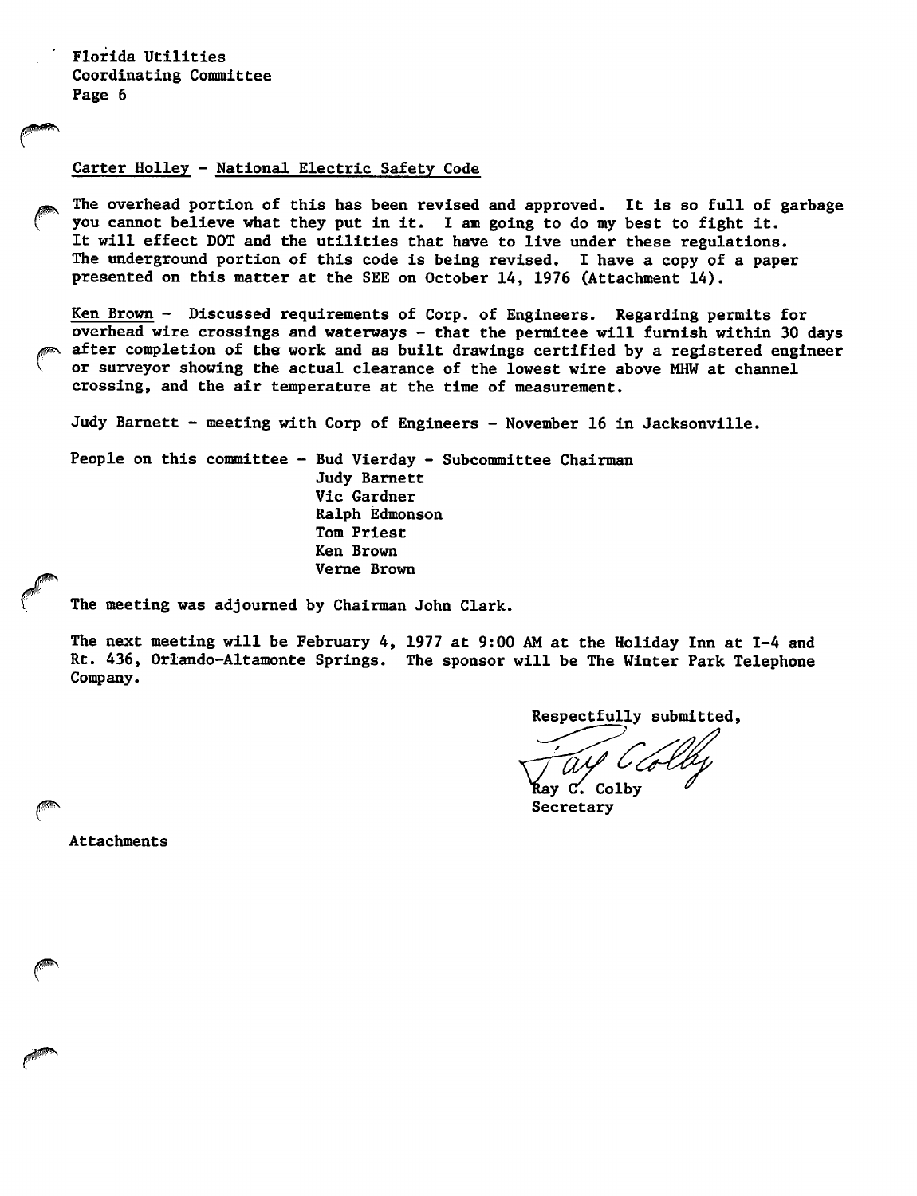Carter Holley - National Electric Safety Code

The overhead portion of this has been revised and approved. It is so full of garbage you cannot believe what they put in it. I am going to do my best to fight it. It will effect DOT and the utilities that have to live under these regulations. The underground portion of this code is being revised. I have a copy of a paper presented on this matter at the SEE on October 14, 1976 (Attachment 14).

Ken Brown - Discussed requirements of Corp. of Engineers. Regarding permits for overhead wire crossings and waterways - that the permitee will furnish within 30 days after completion of the work and as built drawings certified by a registered engineer or surveyor showing the actual clearance of the lowest wire above MHW at channel crossing, and the air temperature at the time of measurement.

Judy Barnett - meeting with Corp of Engineers - November 16 in Jacksonville.

People on this committee - Bud Vierday - Subcommittee Chairman
Judy Barnett
Vic Gardner
Ralph Edmonson
Tom Priest
Ken Brown
Verne Brown

The meeting was adjourned by Chairman John Clark.

The next meeting will be February 4, 1977 at 9:00 AM at the Holiday Inn at I-4 and Rt. 436, Orlando-Altamonte Springs. The sponsor will be The Winter Park Telephone Company.

Respectfully submitted,

Ray C. Colby
Secretary

Attachments